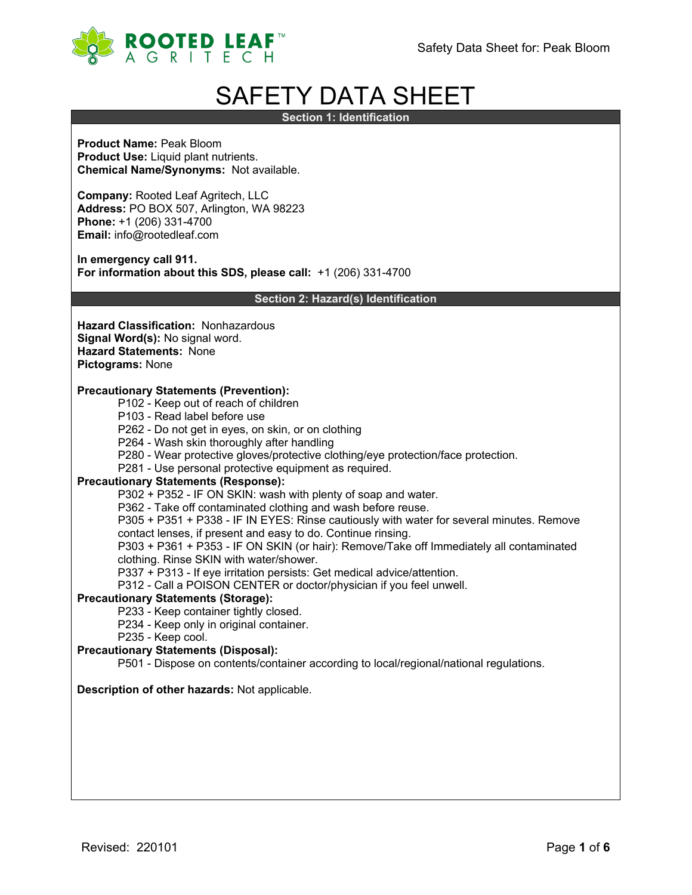# SAFETY DATA SHEET

## Section 1: Identification

**Product Name:** Peak Bloom
**Product Use:** Liquid plant nutrients.
**Chemical Name/Synonyms:** Not available.

**Company:** Rooted Leaf Agritech, LLC
**Address:** PO BOX 507, Arlington, WA 98223
**Phone:** +1 (206) 331-4700
**Email:** info@rootedleaf.com

**In emergency call 911.**
**For information about this SDS, please call:** +1 (206) 331-4700

## Section 2: Hazard(s) Identification

**Hazard Classification:** Nonhazardous
**Signal Word(s):** No signal word.
**Hazard Statements:** None
**Pictograms:** None

**Precautionary Statements (Prevention):**

P102 - Keep out of reach of children
P103 - Read label before use
P262 - Do not get in eyes, on skin, or on clothing
P264 - Wash skin thoroughly after handling
P280 - Wear protective gloves/protective clothing/eye protection/face protection.
P281 - Use personal protective equipment as required.

**Precautionary Statements (Response):**

P302 + P352 - IF ON SKIN: wash with plenty of soap and water.
P362 - Take off contaminated clothing and wash before reuse.
P305 + P351 + P338 - IF IN EYES: Rinse cautiously with water for several minutes. Remove contact lenses, if present and easy to do. Continue rinsing.
P303 + P361 + P353 - IF ON SKIN (or hair): Remove/Take off Immediately all contaminated clothing. Rinse SKIN with water/shower.
P337 + P313 - If eye irritation persists: Get medical advice/attention.
P312 - Call a POISON CENTER or doctor/physician if you feel unwell.

**Precautionary Statements (Storage):**

P233 - Keep container tightly closed.
P234 - Keep only in original container.
P235 - Keep cool.

**Precautionary Statements (Disposal):**

P501 - Dispose on contents/container according to local/regional/national regulations.

**Description of other hazards:** Not applicable.

Revised: 220101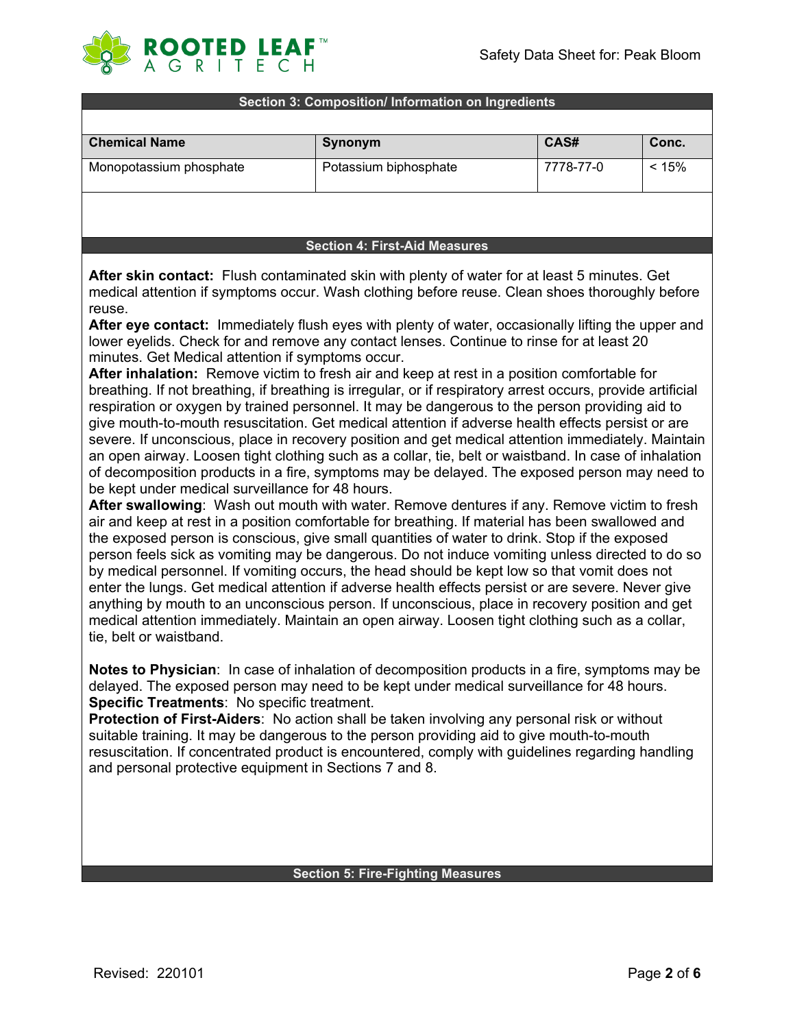## Section 3: Composition/ Information on Ingredients

| Chemical Name | Synonym | CAS# | Conc. |
|---|---|---|---|
| Monopotassium phosphate | Potassium biphosphate | 7778-77-0 | < 15% |

## Section 4: First-Aid Measures

**After skin contact:** Flush contaminated skin with plenty of water for at least 5 minutes. Get medical attention if symptoms occur. Wash clothing before reuse. Clean shoes thoroughly before reuse.

**After eye contact:** Immediately flush eyes with plenty of water, occasionally lifting the upper and lower eyelids. Check for and remove any contact lenses. Continue to rinse for at least 20 minutes. Get Medical attention if symptoms occur.

**After inhalation:** Remove victim to fresh air and keep at rest in a position comfortable for breathing. If not breathing, if breathing is irregular, or if respiratory arrest occurs, provide artificial respiration or oxygen by trained personnel. It may be dangerous to the person providing aid to give mouth-to-mouth resuscitation. Get medical attention if adverse health effects persist or are severe. If unconscious, place in recovery position and get medical attention immediately. Maintain an open airway. Loosen tight clothing such as a collar, tie, belt or waistband. In case of inhalation of decomposition products in a fire, symptoms may be delayed. The exposed person may need to be kept under medical surveillance for 48 hours.

**After swallowing**: Wash out mouth with water. Remove dentures if any. Remove victim to fresh air and keep at rest in a position comfortable for breathing. If material has been swallowed and the exposed person is conscious, give small quantities of water to drink. Stop if the exposed person feels sick as vomiting may be dangerous. Do not induce vomiting unless directed to do so by medical personnel. If vomiting occurs, the head should be kept low so that vomit does not enter the lungs. Get medical attention if adverse health effects persist or are severe. Never give anything by mouth to an unconscious person. If unconscious, place in recovery position and get medical attention immediately. Maintain an open airway. Loosen tight clothing such as a collar, tie, belt or waistband.

**Notes to Physician**: In case of inhalation of decomposition products in a fire, symptoms may be delayed. The exposed person may need to be kept under medical surveillance for 48 hours.

**Specific Treatments**: No specific treatment.

**Protection of First-Aiders**: No action shall be taken involving any personal risk or without suitable training. It may be dangerous to the person providing aid to give mouth-to-mouth resuscitation. If concentrated product is encountered, comply with guidelines regarding handling and personal protective equipment in Sections 7 and 8.

## Section 5: Fire-Fighting Measures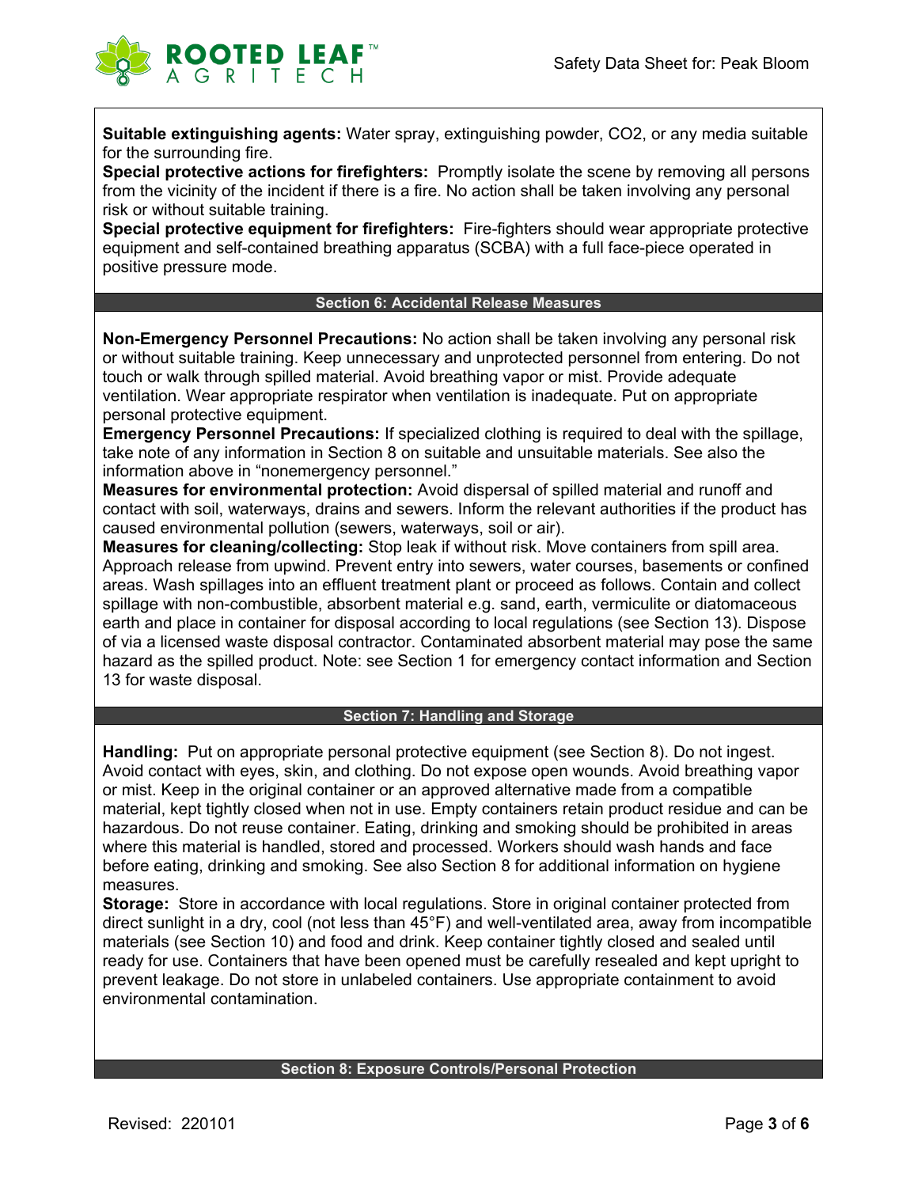**Suitable extinguishing agents:** Water spray, extinguishing powder, $CO_2$, or any media suitable for the surrounding fire.

**Special protective actions for firefighters:** Promptly isolate the scene by removing all persons from the vicinity of the incident if there is a fire. No action shall be taken involving any personal risk or without suitable training.

**Special protective equipment for firefighters:** Fire-fighters should wear appropriate protective equipment and self-contained breathing apparatus (SCBA) with a full face-piece operated in positive pressure mode.

## Section 6: Accidental Release Measures

**Non-Emergency Personnel Precautions:** No action shall be taken involving any personal risk or without suitable training. Keep unnecessary and unprotected personnel from entering. Do not touch or walk through spilled material. Avoid breathing vapor or mist. Provide adequate ventilation. Wear appropriate respirator when ventilation is inadequate. Put on appropriate personal protective equipment.

**Emergency Personnel Precautions:** If specialized clothing is required to deal with the spillage, take note of any information in Section 8 on suitable and unsuitable materials. See also the information above in "nonemergency personnel."

**Measures for environmental protection:** Avoid dispersal of spilled material and runoff and contact with soil, waterways, drains and sewers. Inform the relevant authorities if the product has caused environmental pollution (sewers, waterways, soil or air).

**Measures for cleaning/collecting:** Stop leak if without risk. Move containers from spill area. Approach release from upwind. Prevent entry into sewers, water courses, basements or confined areas. Wash spillages into an effluent treatment plant or proceed as follows. Contain and collect spillage with non-combustible, absorbent material e.g. sand, earth, vermiculite or diatomaceous earth and place in container for disposal according to local regulations (see Section 13). Dispose of via a licensed waste disposal contractor. Contaminated absorbent material may pose the same hazard as the spilled product. Note: see Section 1 for emergency contact information and Section 13 for waste disposal.

## Section 7: Handling and Storage

**Handling:** Put on appropriate personal protective equipment (see Section 8). Do not ingest. Avoid contact with eyes, skin, and clothing. Do not expose open wounds. Avoid breathing vapor or mist. Keep in the original container or an approved alternative made from a compatible material, kept tightly closed when not in use. Empty containers retain product residue and can be hazardous. Do not reuse container. Eating, drinking and smoking should be prohibited in areas where this material is handled, stored and processed. Workers should wash hands and face before eating, drinking and smoking. See also Section 8 for additional information on hygiene measures.

**Storage:** Store in accordance with local regulations. Store in original container protected from direct sunlight in a dry, cool (not less than 45°F) and well-ventilated area, away from incompatible materials (see Section 10) and food and drink. Keep container tightly closed and sealed until ready for use. Containers that have been opened must be carefully resealed and kept upright to prevent leakage. Do not store in unlabeled containers. Use appropriate containment to avoid environmental contamination.

## Section 8: Exposure Controls/Personal Protection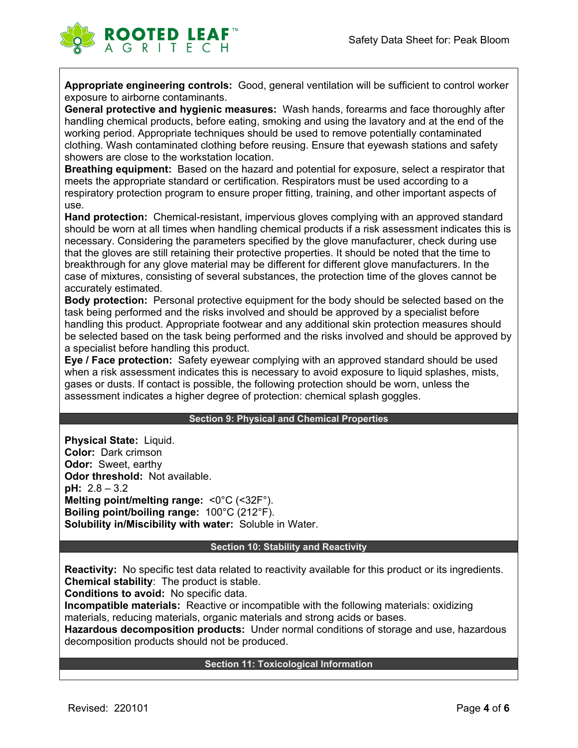**Appropriate engineering controls:** Good, general ventilation will be sufficient to control worker exposure to airborne contaminants.
**General protective and hygienic measures:** Wash hands, forearms and face thoroughly after handling chemical products, before eating, smoking and using the lavatory and at the end of the working period. Appropriate techniques should be used to remove potentially contaminated clothing. Wash contaminated clothing before reusing. Ensure that eyewash stations and safety showers are close to the workstation location.
**Breathing equipment:** Based on the hazard and potential for exposure, select a respirator that meets the appropriate standard or certification. Respirators must be used according to a respiratory protection program to ensure proper fitting, training, and other important aspects of use.
**Hand protection:** Chemical-resistant, impervious gloves complying with an approved standard should be worn at all times when handling chemical products if a risk assessment indicates this is necessary. Considering the parameters specified by the glove manufacturer, check during use that the gloves are still retaining their protective properties. It should be noted that the time to breakthrough for any glove material may be different for different glove manufacturers. In the case of mixtures, consisting of several substances, the protection time of the gloves cannot be accurately estimated.
**Body protection:** Personal protective equipment for the body should be selected based on the task being performed and the risks involved and should be approved by a specialist before handling this product. Appropriate footwear and any additional skin protection measures should be selected based on the task being performed and the risks involved and should be approved by a specialist before handling this product.
**Eye / Face protection:** Safety eyewear complying with an approved standard should be used when a risk assessment indicates this is necessary to avoid exposure to liquid splashes, mists, gases or dusts. If contact is possible, the following protection should be worn, unless the assessment indicates a higher degree of protection: chemical splash goggles.

## Section 9: Physical and Chemical Properties

**Physical State:** Liquid.
**Color:** Dark crimson
**Odor:** Sweet, earthy
**Odor threshold:** Not available.
**pH:** 2.8 – 3.2
**Melting point/melting range:** <0°C (<32F°).
**Boiling point/boiling range:** 100°C (212°F).
**Solubility in/Miscibility with water:** Soluble in Water.

## Section 10: Stability and Reactivity

**Reactivity:** No specific test data related to reactivity available for this product or its ingredients.
**Chemical stability**: The product is stable.
**Conditions to avoid:** No specific data.
**Incompatible materials:** Reactive or incompatible with the following materials: oxidizing materials, reducing materials, organic materials and strong acids or bases.
**Hazardous decomposition products:** Under normal conditions of storage and use, hazardous decomposition products should not be produced.

## Section 11: Toxicological Information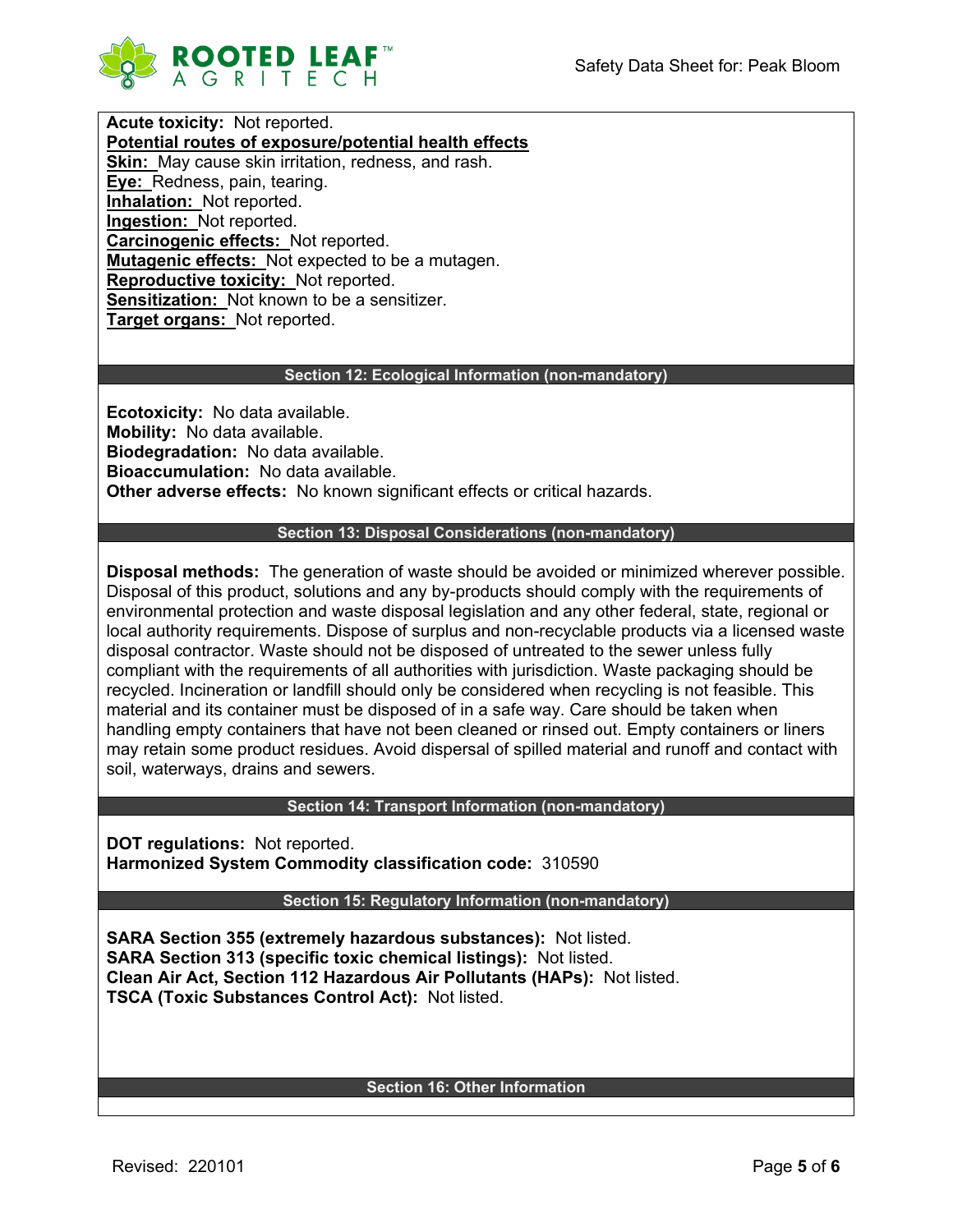**Acute toxicity:** Not reported.

**Potential routes of exposure/potential health effects**

**Skin:** May cause skin irritation, redness, and rash.
**Eye:** Redness, pain, tearing.
**Inhalation:** Not reported.
**Ingestion:** Not reported.
**Carcinogenic effects:** Not reported.
**Mutagenic effects:** Not expected to be a mutagen.
**Reproductive toxicity:** Not reported.
**Sensitization:** Not known to be a sensitizer.
**Target organs:** Not reported.

## Section 12: Ecological Information (non-mandatory)

**Ecotoxicity:** No data available.
**Mobility:** No data available.
**Biodegradation:** No data available.
**Bioaccumulation:** No data available.
**Other adverse effects:** No known significant effects or critical hazards.

## Section 13: Disposal Considerations (non-mandatory)

**Disposal methods:** The generation of waste should be avoided or minimized wherever possible. Disposal of this product, solutions and any by-products should comply with the requirements of environmental protection and waste disposal legislation and any other federal, state, regional or local authority requirements. Dispose of surplus and non-recyclable products via a licensed waste disposal contractor. Waste should not be disposed of untreated to the sewer unless fully compliant with the requirements of all authorities with jurisdiction. Waste packaging should be recycled. Incineration or landfill should only be considered when recycling is not feasible. This material and its container must be disposed of in a safe way. Care should be taken when handling empty containers that have not been cleaned or rinsed out. Empty containers or liners may retain some product residues. Avoid dispersal of spilled material and runoff and contact with soil, waterways, drains and sewers.

## Section 14: Transport Information (non-mandatory)

**DOT regulations:** Not reported.
**Harmonized System Commodity classification code:** 310590

## Section 15: Regulatory Information (non-mandatory)

**SARA Section 355 (extremely hazardous substances):** Not listed.
**SARA Section 313 (specific toxic chemical listings):** Not listed.
**Clean Air Act, Section 112 Hazardous Air Pollutants (HAPs):** Not listed.
**TSCA (Toxic Substances Control Act):** Not listed.

## Section 16: Other Information

Revised: 220101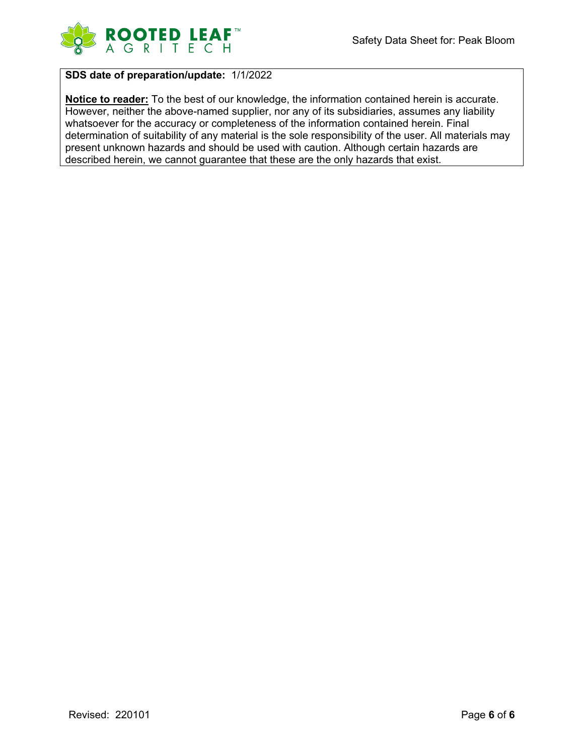**SDS date of preparation/update:** 1/1/2022

**Notice to reader:** To the best of our knowledge, the information contained herein is accurate. However, neither the above-named supplier, nor any of its subsidiaries, assumes any liability whatsoever for the accuracy or completeness of the information contained herein. Final determination of suitability of any material is the sole responsibility of the user. All materials may present unknown hazards and should be used with caution. Although certain hazards are described herein, we cannot guarantee that these are the only hazards that exist.